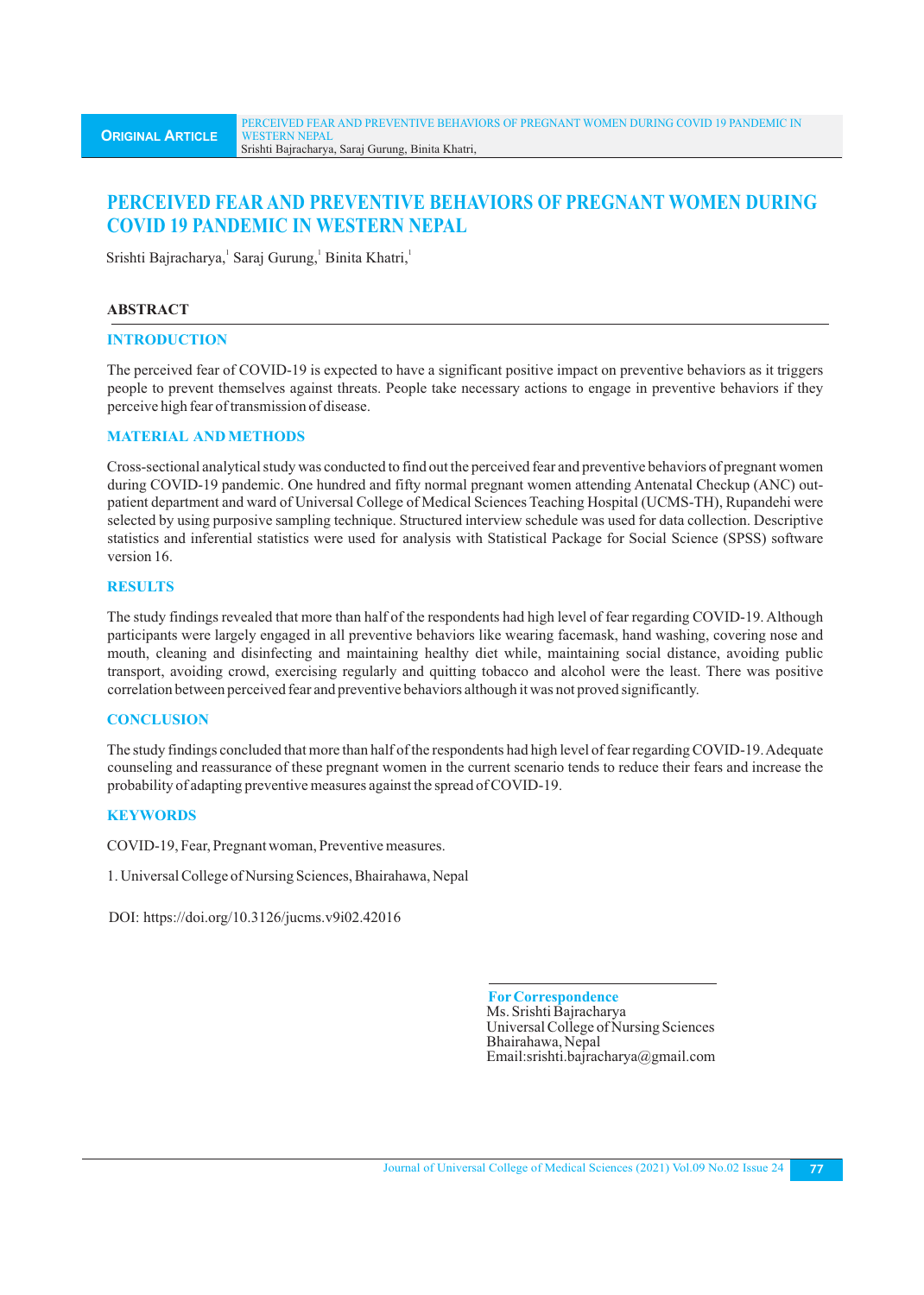# PERCEIVED FEAR AND PREVENTIVE BEHAVIORS OF PREGNANT WOMEN DURING COVID 19 PANDEMIC IN WESTERN NEPAL

Srishti Bajracharya,[1] Saraj Gurung,[1] Binita Khatri,[1]

## ABSTRACT

### INTRODUCTION

The perceived fear of COVID-19 is expected to have a significant positive impact on preventive behaviors as it triggers people to prevent themselves against threats. People take necessary actions to engage in preventive behaviors if they perceive high fear of transmission of disease.

### MATERIAL AND METHODS

Cross-sectional analytical study was conducted to find out the perceived fear and preventive behaviors of pregnant women during COVID-19 pandemic. One hundred and fifty normal pregnant women attending Antenatal Checkup (ANC) out-patient department and ward of Universal College of Medical Sciences Teaching Hospital (UCMS-TH), Rupandehi were selected by using purposive sampling technique. Structured interview schedule was used for data collection. Descriptive statistics and inferential statistics were used for analysis with Statistical Package for Social Science (SPSS) software version 16.

### RESULTS

The study findings revealed that more than half of the respondents had high level of fear regarding COVID-19. Although participants were largely engaged in all preventive behaviors like wearing facemask, hand washing, covering nose and mouth, cleaning and disinfecting and maintaining healthy diet while, maintaining social distance, avoiding public transport, avoiding crowd, exercising regularly and quitting tobacco and alcohol were the least. There was positive correlation between perceived fear and preventive behaviors although it was not proved significantly.

### CONCLUSION

The study findings concluded that more than half of the respondents had high level of fear regarding COVID-19. Adequate counseling and reassurance of these pregnant women in the current scenario tends to reduce their fears and increase the probability of adapting preventive measures against the spread of COVID-19.

### KEYWORDS

COVID-19, Fear, Pregnant woman, Preventive measures.

1. Universal College of Nursing Sciences, Bhairahawa, Nepal

DOI: https://doi.org/10.3126/jucms.v9i02.42016

**For Correspondence**
Ms. Srishti Bajracharya
Universal College of Nursing Sciences
Bhairahawa, Nepal
Email:srishti.bajracharya@gmail.com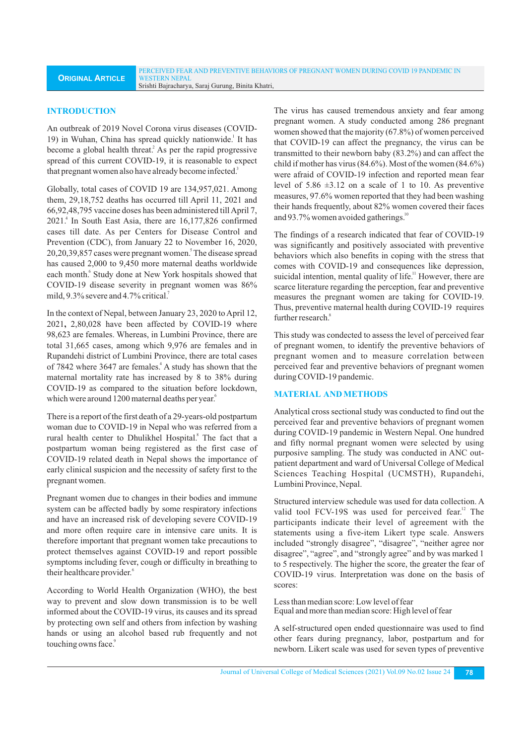## INTRODUCTION

An outbreak of 2019 Novel Corona virus diseases (COVID-19) in Wuhan, China has spread quickly nationwide.[1] It has become a global health threat.[2] As per the rapid progressive spread of this current COVID-19, it is reasonable to expect that pregnant women also have already become infected.[3]

Globally, total cases of COVID 19 are 134,957,021. Among them, 29,18,752 deaths has occurred till April 11, 2021 and 66,92,48,795 vaccine doses has been administered till April 7, 2021.[4] In South East Asia, there are 16,177,826 confirmed cases till date. As per Centers for Disease Control and Prevention (CDC), from January 22 to November 16, 2020, 20,20,39,857 cases were pregnant women.[5] The disease spread has caused 2,000 to 9,450 more maternal deaths worldwide each month.[6] Study done at New York hospitals showed that COVID-19 disease severity in pregnant women was 86% mild, 9.3% severe and 4.7% critical.[7]

In the context of Nepal, between January 23, 2020 to April 12, 2021, 2,80,028 have been affected by COVID-19 where 98,623 are females. Whereas, in Lumbini Province, there are total 31,665 cases, among which 9,976 are females and in Rupandehi district of Lumbini Province, there are total cases of 7842 where 3647 are females.[4] A study has shown that the maternal mortality rate has increased by 8 to 38% during COVID-19 as compared to the situation before lockdown, which were around 1200 maternal deaths per year.[6]

There is a report of the first death of a 29-years-old postpartum woman due to COVID-19 in Nepal who was referred from a rural health center to Dhulikhel Hospital.[8] The fact that a postpartum woman being registered as the first case of COVID-19 related death in Nepal shows the importance of early clinical suspicion and the necessity of safety first to the pregnant women.[8]

Pregnant women due to changes in their bodies and immune system can be affected badly by some respiratory infections and have an increased risk of developing severe COVID-19 and more often require care in intensive care units. It is therefore important that pregnant women take precautions to protect themselves against COVID-19 and report possible symptoms including fever, cough or difficulty in breathing to their healthcare provider.[6]

According to World Health Organization (WHO), the best way to prevent and slow down transmission is to be well informed about the COVID-19 virus, its causes and its spread by protecting own self and others from infection by washing hands or using an alcohol based rub frequently and not touching owns face.[9]

The virus has caused tremendous anxiety and fear among pregnant women. A study conducted among 286 pregnant women showed that the majority (67.8%) of women perceived that COVID-19 can affect the pregnancy, the virus can be transmitted to their newborn baby (83.2%) and can affect the child if mother has virus (84.6%). Most of the women (84.6%) were afraid of COVID-19 infection and reported mean fear level of 5.86 $\pm$3.12 on a scale of 1 to 10. As preventive measures, 97.6% women reported that they had been washing their hands frequently, about 82% women covered their faces and 93.7% women avoided gatherings.[10]

The findings of a research indicated that fear of COVID-19 was significantly and positively associated with preventive behaviors which also benefits in coping with the stress that comes with COVID-19 and consequences like depression, suicidal intention, mental quality of life.[11] However, there are scarce literature regarding the perception, fear and preventive measures the pregnant women are taking for COVID-19. Thus, preventive maternal health during COVID-19 requires further research.[8]

This study was condected to assess the level of perceived fear of pregnant women, to identify the preventive behaviors of pregnant women and to measure correlation between perceived fear and preventive behaviors of pregnant women during COVID-19 pandemic.

## MATERIAL AND METHODS

Analytical cross sectional study was conducted to find out the perceived fear and preventive behaviors of pregnant women during COVID-19 pandemic in Western Nepal. One hundred and fifty normal pregnant women were selected by using purposive sampling. The study was conducted in ANC out-patient department and ward of Universal College of Medical Sciences Teaching Hospital (UCMSTH), Rupandehi, Lumbini Province, Nepal.

Structured interview schedule was used for data collection. A valid tool FCV-19S was used for perceived fear.[12] The participants indicate their level of agreement with the statements using a five-item Likert type scale. Answers included "strongly disagree", "disagree", "neither agree nor disagree", "agree", and "strongly agree" and by was marked 1 to 5 respectively. The higher the score, the greater the fear of COVID-19 virus. Interpretation was done on the basis of scores:

Less than median score: Low level of fear
Equal and more than median score: High level of fear

A self-structured open ended questionnaire was used to find other fears during pregnancy, labor, postpartum and for newborn. Likert scale was used for seven types of preventive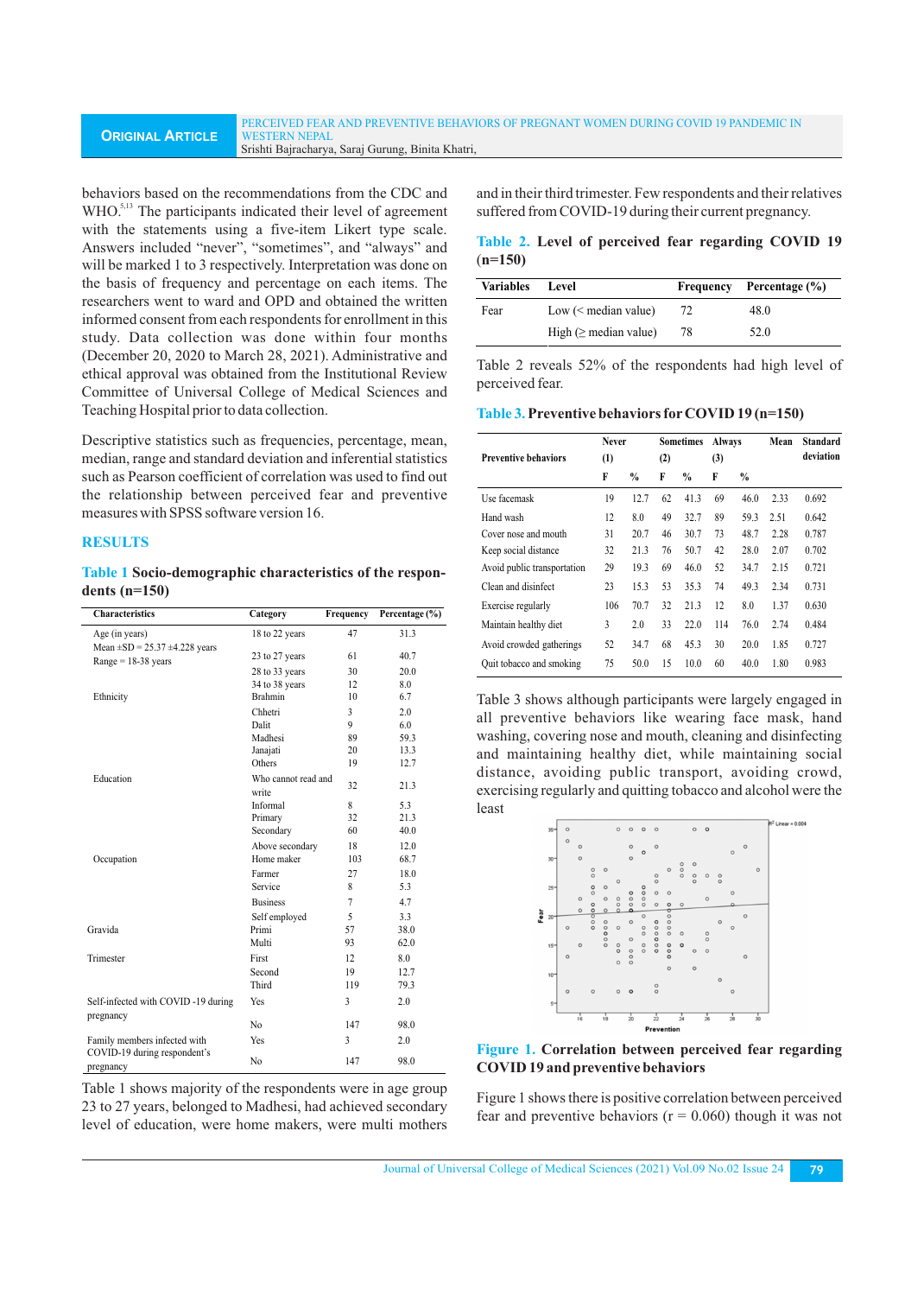behaviors based on the recommendations from the CDC and WHO.[5,13] The participants indicated their level of agreement with the statements using a five-item Likert type scale. Answers included "never", "sometimes", and "always" and will be marked 1 to 3 respectively. Interpretation was done on the basis of frequency and percentage on each items. The researchers went to ward and OPD and obtained the written informed consent from each respondents for enrollment in this study. Data collection was done within four months (December 20, 2020 to March 28, 2021). Administrative and ethical approval was obtained from the Institutional Review Committee of Universal College of Medical Sciences and Teaching Hospital prior to data collection.

Descriptive statistics such as frequencies, percentage, mean, median, range and standard deviation and inferential statistics such as Pearson coefficient of correlation was used to find out the relationship between perceived fear and preventive measures with SPSS software version 16.

## RESULTS

**Table 1 Socio-demographic characteristics of the respondents (n=150)**

| Characteristics | Category | Frequency | Percentage (%) |
|---|---|---|---|
| Age (in years) | 18 to 22 years | 47 | 31.3 |
| Mean ±SD = 25.37 ±4.228 years<br>Range = 18-38 years | 23 to 27 years | 61 | 40.7 |
| | 28 to 33 years | 30 | 20.0 |
| | 34 to 38 years | 12 | 8.0 |
| Ethnicity | Brahmin | 10 | 6.7 |
| | Chhetri | 3 | 2.0 |
| | Dalit | 9 | 6.0 |
| | Madhesi | 89 | 59.3 |
| | Janajati | 20 | 13.3 |
| | Others | 19 | 12.7 |
| Education | Who cannot read and write | 32 | 21.3 |
| | Informal | 8 | 5.3 |
| | Primary | 32 | 21.3 |
| | Secondary | 60 | 40.0 |
| | Above secondary | 18 | 12.0 |
| Occupation | Home maker | 103 | 68.7 |
| | Farmer | 27 | 18.0 |
| | Service | 8 | 5.3 |
| | Business | 7 | 4.7 |
| | Self employed | 5 | 3.3 |
| Gravida | Primi | 57 | 38.0 |
| | Multi | 93 | 62.0 |
| Trimester | First | 12 | 8.0 |
| | Second | 19 | 12.7 |
| | Third | 119 | 79.3 |
| Self-infected with COVID -19 during pregnancy | Yes | 3 | 2.0 |
| | No | 147 | 98.0 |
| Family members infected with COVID-19 during respondent's pregnancy | Yes | 3 | 2.0 |
| | No | 147 | 98.0 |

Table 1 shows majority of the respondents were in age group 23 to 27 years, belonged to Madhesi, had achieved secondary level of education, were home makers, were multi mothers and in their third trimester. Few respondents and their relatives suffered from COVID-19 during their current pregnancy.

**Table 2. Level of perceived fear regarding COVID 19 (n=150)**

| Variables | Level | Frequency | Percentage (%) |
|---|---|---|---|
| Fear | Low (< median value) | 72 | 48.0 |
| | High (≥ median value) | 78 | 52.0 |

Table 2 reveals 52% of the respondents had high level of perceived fear.

**Table 3. Preventive behaviors for COVID 19 (n=150)**

| Preventive behaviors | Never (1) | | Sometimes (2) | | Always (3) | | Mean | Standard deviation |
|---|---|---|---|---|---|---|---|---|
| | F | % | F | % | F | % | | |
| Use facemask | 19 | 12.7 | 62 | 41.3 | 69 | 46.0 | 2.33 | 0.692 |
| Hand wash | 12 | 8.0 | 49 | 32.7 | 89 | 59.3 | 2.51 | 0.642 |
| Cover nose and mouth | 31 | 20.7 | 46 | 30.7 | 73 | 48.7 | 2.28 | 0.787 |
| Keep social distance | 32 | 21.3 | 76 | 50.7 | 42 | 28.0 | 2.07 | 0.702 |
| Avoid public transportation | 29 | 19.3 | 69 | 46.0 | 52 | 34.7 | 2.15 | 0.721 |
| Clean and disinfect | 23 | 15.3 | 53 | 35.3 | 74 | 49.3 | 2.34 | 0.731 |
| Exercise regularly | 106 | 70.7 | 32 | 21.3 | 12 | 8.0 | 1.37 | 0.630 |
| Maintain healthy diet | 3 | 2.0 | 33 | 22.0 | 114 | 76.0 | 2.74 | 0.484 |
| Avoid crowded gatherings | 52 | 34.7 | 68 | 45.3 | 30 | 20.0 | 1.85 | 0.727 |
| Quit tobacco and smoking | 75 | 50.0 | 15 | 10.0 | 60 | 40.0 | 1.80 | 0.983 |

Table 3 shows although participants were largely engaged in all preventive behaviors like wearing face mask, hand washing, covering nose and mouth, cleaning and disinfecting and maintaining healthy diet, while maintaining social distance, avoiding public transport, avoiding crowd, exercising regularly and quitting tobacco and alcohol were the least

**Figure 1. Correlation between perceived fear regarding COVID 19 and preventive behaviors**

Figure 1 shows there is positive correlation between perceived fear and preventive behaviors (r = 0.060) though it was not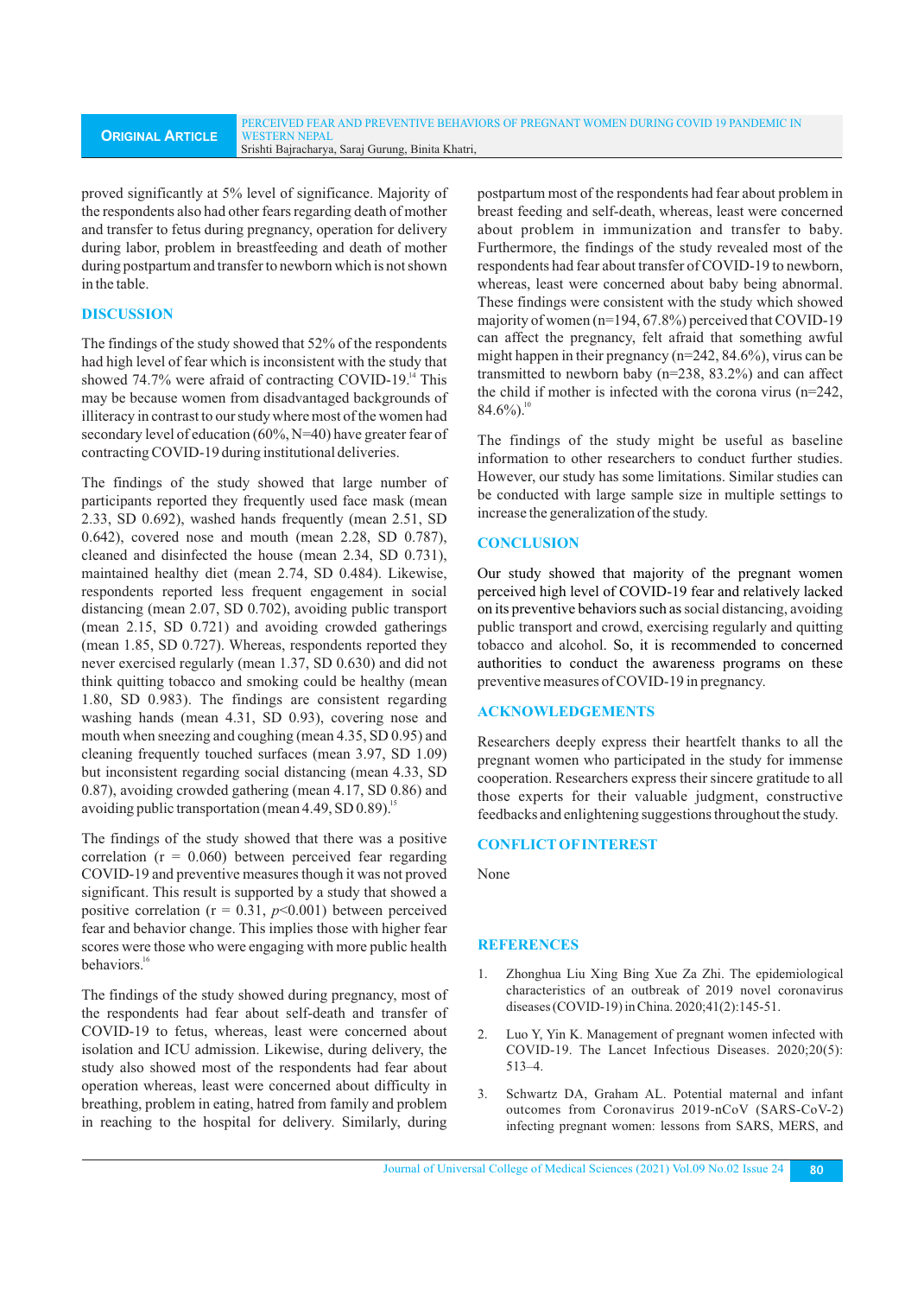proved significantly at 5% level of significance. Majority of the respondents also had other fears regarding death of mother and transfer to fetus during pregnancy, operation for delivery during labor, problem in breastfeeding and death of mother during postpartum and transfer to newborn which is not shown in the table.

## DISCUSSION

The findings of the study showed that 52% of the respondents had high level of fear which is inconsistent with the study that showed 74.7% were afraid of contracting COVID-19.[14] This may be because women from disadvantaged backgrounds of illiteracy in contrast to our study where most of the women had secondary level of education (60%, N=40) have greater fear of contracting COVID-19 during institutional deliveries.

The findings of the study showed that large number of participants reported they frequently used face mask (mean 2.33, SD 0.692), washed hands frequently (mean 2.51, SD 0.642), covered nose and mouth (mean 2.28, SD 0.787), cleaned and disinfected the house (mean 2.34, SD 0.731), maintained healthy diet (mean 2.74, SD 0.484). Likewise, respondents reported less frequent engagement in social distancing (mean 2.07, SD 0.702), avoiding public transport (mean 2.15, SD 0.721) and avoiding crowded gatherings (mean 1.85, SD 0.727). Whereas, respondents reported they never exercised regularly (mean 1.37, SD 0.630) and did not think quitting tobacco and smoking could be healthy (mean 1.80, SD 0.983). The findings are consistent regarding washing hands (mean 4.31, SD 0.93), covering nose and mouth when sneezing and coughing (mean 4.35, SD 0.95) and cleaning frequently touched surfaces (mean 3.97, SD 1.09) but inconsistent regarding social distancing (mean 4.33, SD 0.87), avoiding crowded gathering (mean 4.17, SD 0.86) and avoiding public transportation (mean 4.49, SD 0.89).[15]

The findings of the study showed that there was a positive correlation (r = 0.060) between perceived fear regarding COVID-19 and preventive measures though it was not proved significant. This result is supported by a study that showed a positive correlation (r = 0.31, $p$<0.001) between perceived fear and behavior change. This implies those with higher fear scores were those who were engaging with more public health behaviors.[16]

The findings of the study showed during pregnancy, most of the respondents had fear about self-death and transfer of COVID-19 to fetus, whereas, least were concerned about isolation and ICU admission. Likewise, during delivery, the study also showed most of the respondents had fear about operation whereas, least were concerned about difficulty in breathing, problem in eating, hatred from family and problem in reaching to the hospital for delivery. Similarly, during postpartum most of the respondents had fear about problem in breast feeding and self-death, whereas, least were concerned about problem in immunization and transfer to baby. Furthermore, the findings of the study revealed most of the respondents had fear about transfer of COVID-19 to newborn, whereas, least were concerned about baby being abnormal. These findings were consistent with the study which showed majority of women (n=194, 67.8%) perceived that COVID-19 can affect the pregnancy, felt afraid that something awful might happen in their pregnancy (n=242, 84.6%), virus can be transmitted to newborn baby (n=238, 83.2%) and can affect the child if mother is infected with the corona virus (n=242, 84.6%).[10]

The findings of the study might be useful as baseline information to other researchers to conduct further studies. However, our study has some limitations. Similar studies can be conducted with large sample size in multiple settings to increase the generalization of the study.

## CONCLUSION

Our study showed that majority of the pregnant women perceived high level of COVID-19 fear and relatively lacked on its preventive behaviors such as social distancing, avoiding public transport and crowd, exercising regularly and quitting tobacco and alcohol. So, it is recommended to concerned authorities to conduct the awareness programs on these preventive measures of COVID-19 in pregnancy.

## ACKNOWLEDGEMENTS

Researchers deeply express their heartfelt thanks to all the pregnant women who participated in the study for immense cooperation. Researchers express their sincere gratitude to all those experts for their valuable judgment, constructive feedbacks and enlightening suggestions throughout the study.

## CONFLICT OF INTEREST

None

## REFERENCES

1. Zhonghua Liu Xing Bing Xue Za Zhi. The epidemiological characteristics of an outbreak of 2019 novel coronavirus diseases (COVID-19) in China. 2020;41(2):145-51.

2. Luo Y, Yin K. Management of pregnant women infected with COVID-19. The Lancet Infectious Diseases. 2020;20(5): 513–4.

3. Schwartz DA, Graham AL. Potential maternal and infant outcomes from Coronavirus 2019-nCoV (SARS-CoV-2) infecting pregnant women: lessons from SARS, MERS, and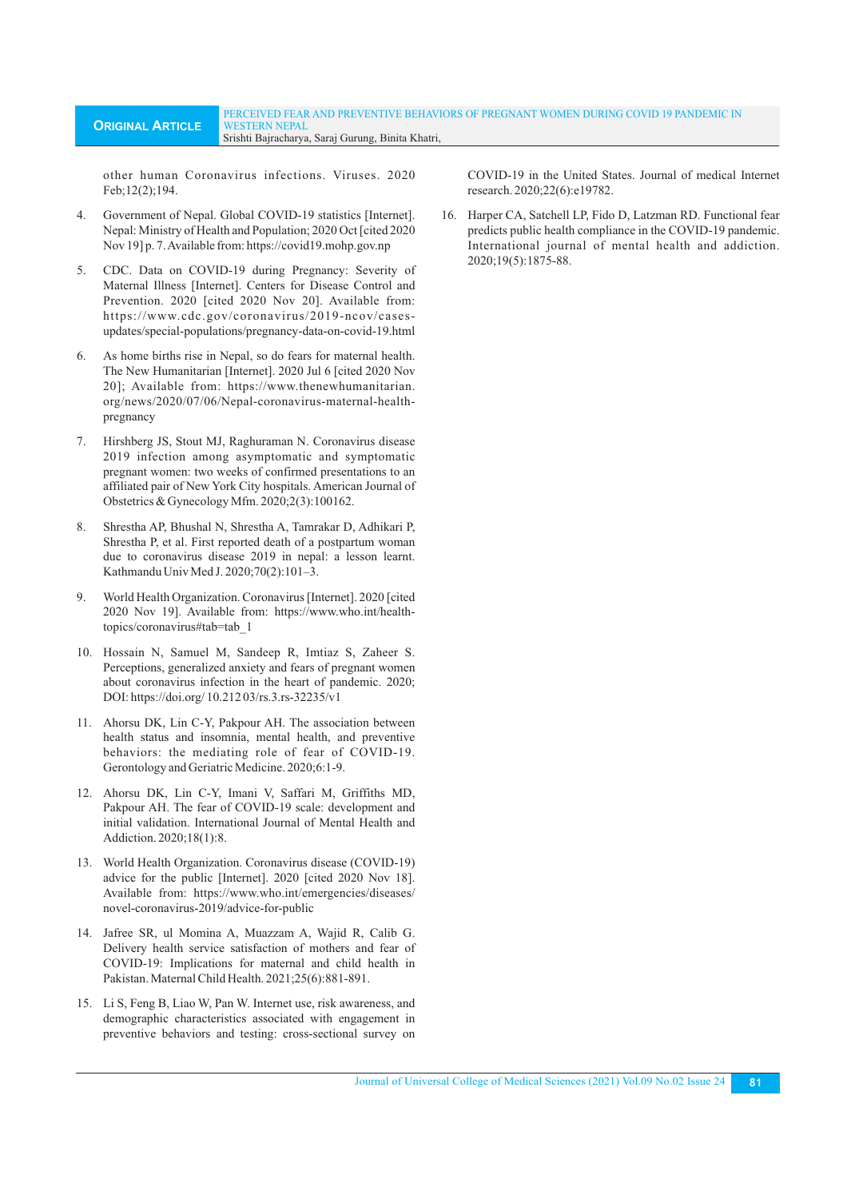other human Coronavirus infections. Viruses. 2020 Feb;12(2);194.

4. Government of Nepal. Global COVID-19 statistics [Internet]. Nepal: Ministry of Health and Population; 2020 Oct [cited 2020 Nov 19] p. 7. Available from: https://covid19.mohp.gov.np

5. CDC. Data on COVID-19 during Pregnancy: Severity of Maternal Illness [Internet]. Centers for Disease Control and Prevention. 2020 [cited 2020 Nov 20]. Available from: https://www.cdc.gov/coronavirus/2019-ncov/cases-updates/special-populations/pregnancy-data-on-covid-19.html

6. As home births rise in Nepal, so do fears for maternal health. The New Humanitarian [Internet]. 2020 Jul 6 [cited 2020 Nov 20]; Available from: https://www.thenewhumanitarian.org/news/2020/07/06/Nepal-coronavirus-maternal-health-pregnancy

7. Hirshberg JS, Stout MJ, Raghuraman N. Coronavirus disease 2019 infection among asymptomatic and symptomatic pregnant women: two weeks of confirmed presentations to an affiliated pair of New York City hospitals. American Journal of Obstetrics & Gynecology Mfm. 2020;2(3):100162.

8. Shrestha AP, Bhushal N, Shrestha A, Tamrakar D, Adhikari P, Shrestha P, et al. First reported death of a postpartum woman due to coronavirus disease 2019 in nepal: a lesson learnt. Kathmandu Univ Med J. 2020;70(2):101–3.

9. World Health Organization. Coronavirus [Internet]. 2020 [cited 2020 Nov 19]. Available from: https://www.who.int/health-topics/coronavirus#tab=tab_1

10. Hossain N, Samuel M, Sandeep R, Imtiaz S, Zaheer S. Perceptions, generalized anxiety and fears of pregnant women about coronavirus infection in the heart of pandemic. 2020; DOI: https://doi.org/ 10.212 03/rs.3.rs-32235/v1

11. Ahorsu DK, Lin C-Y, Pakpour AH. The association between health status and insomnia, mental health, and preventive behaviors: the mediating role of fear of COVID-19. Gerontology and Geriatric Medicine. 2020;6:1-9.

12. Ahorsu DK, Lin C-Y, Imani V, Saffari M, Griffiths MD, Pakpour AH. The fear of COVID-19 scale: development and initial validation. International Journal of Mental Health and Addiction. 2020;18(1):8.

13. World Health Organization. Coronavirus disease (COVID-19) advice for the public [Internet]. 2020 [cited 2020 Nov 18]. Available from: https://www.who.int/emergencies/diseases/novel-coronavirus-2019/advice-for-public

14. Jafree SR, ul Momina A, Muazzam A, Wajid R, Calib G. Delivery health service satisfaction of mothers and fear of COVID-19: Implications for maternal and child health in Pakistan. Maternal Child Health. 2021;25(6):881-891.

15. Li S, Feng B, Liao W, Pan W. Internet use, risk awareness, and demographic characteristics associated with engagement in preventive behaviors and testing: cross-sectional survey on COVID-19 in the United States. Journal of medical Internet research. 2020;22(6):e19782.

16. Harper CA, Satchell LP, Fido D, Latzman RD. Functional fear predicts public health compliance in the COVID-19 pandemic. International journal of mental health and addiction. 2020;19(5):1875-88.